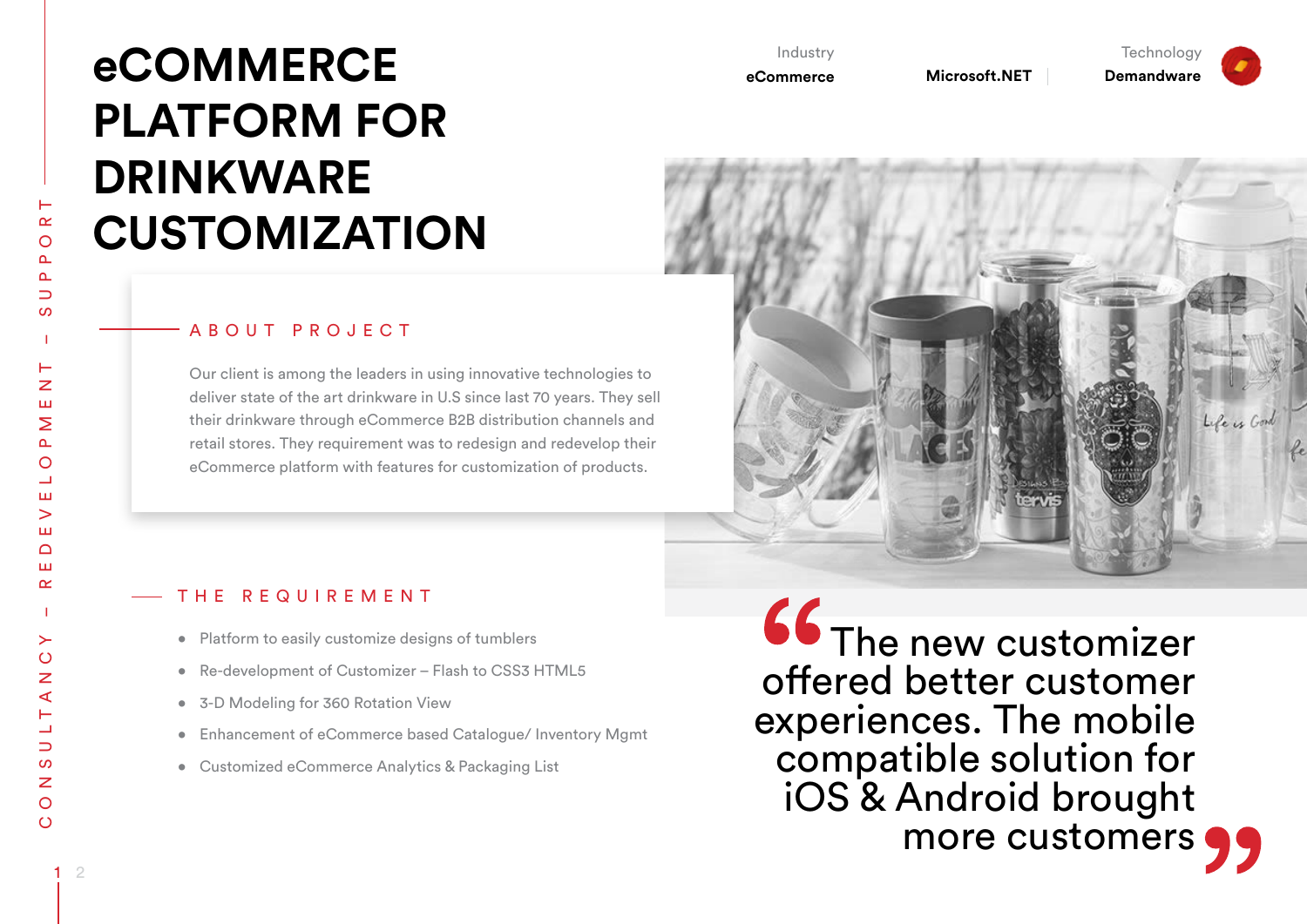# eCOMMERCE PLATFORM FOR DRINKWARE CUSTOMIZATION

Industry
**eCommerce**

**Microsoft.NET**

Technology
**Demandware**

CONSULTANCY – REDEVELOPMENT – SUPPORT

## ABOUT PROJECT

Our client is among the leaders in using innovative technologies to deliver state of the art drinkware in U.S since last 70 years. They sell their drinkware through eCommerce B2B distribution channels and retail stores. They requirement was to redesign and redevelop their eCommerce platform with features for customization of products.

## THE REQUIREMENT

- Platform to easily customize designs of tumblers
- Re-development of Customizer – Flash to CSS3 HTML5
- 3-D Modeling for 360 Rotation View
- Enhancement of eCommerce based Catalogue/ Inventory Mgmt
- Customized eCommerce Analytics & Packaging List

> "The new customizer offered better customer experiences. The mobile compatible solution for iOS & Android brought more customers"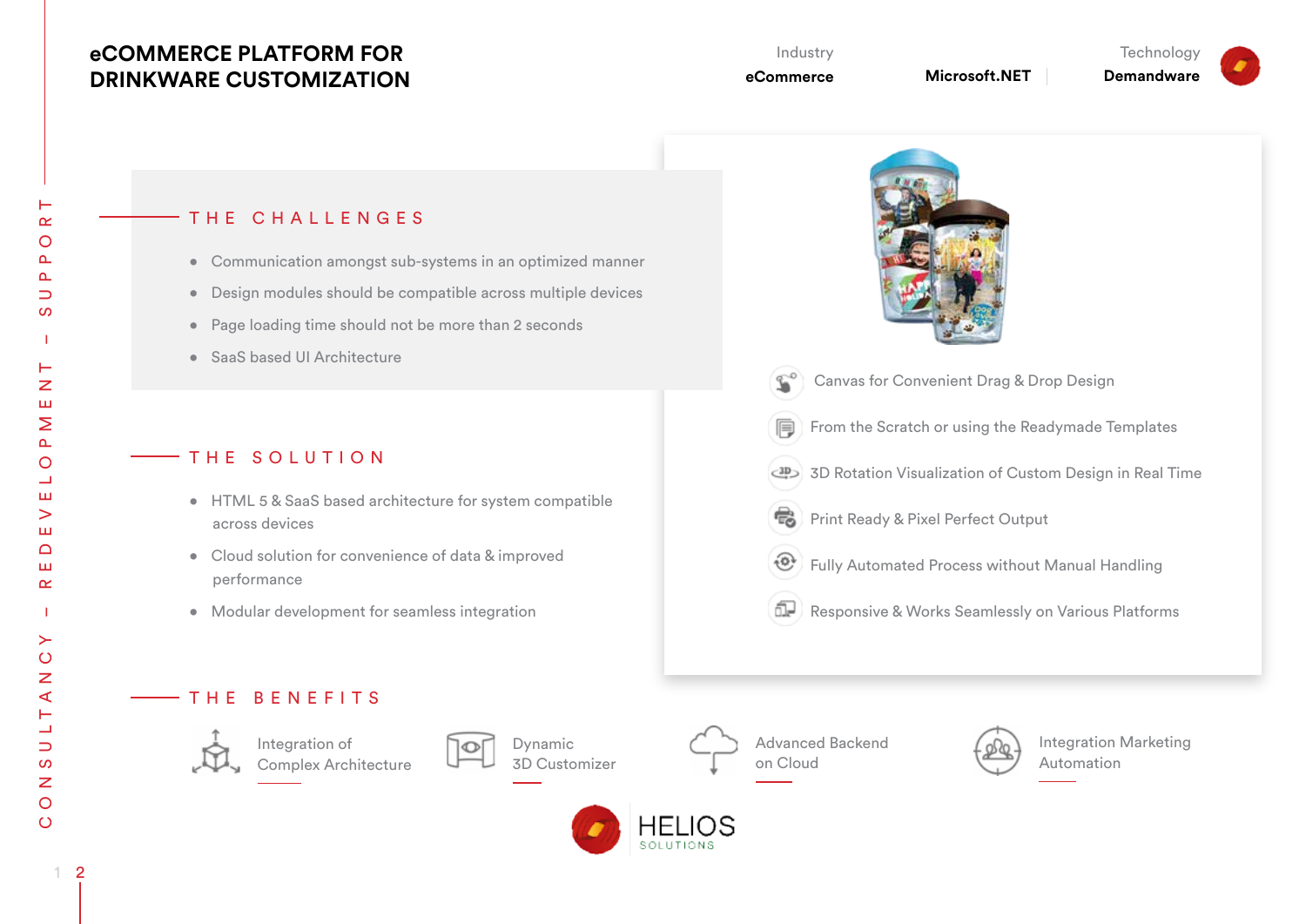# eCOMMERCE PLATFORM FOR DRINKWARE CUSTOMIZATION

Industry
**eCommerce**

**Microsoft.NET**

Technology
**Demandware**

## THE CHALLENGES

- Communication amongst sub-systems in an optimized manner
- Design modules should be compatible across multiple devices
- Page loading time should not be more than 2 seconds
- SaaS based UI Architecture

## THE SOLUTION

- HTML 5 & SaaS based architecture for system compatible across devices
- Cloud solution for convenience of data & improved performance
- Modular development for seamless integration

- Canvas for Convenient Drag & Drop Design
- From the Scratch or using the Readymade Templates
- 3D Rotation Visualization of Custom Design in Real Time
- Print Ready & Pixel Perfect Output
- Fully Automated Process without Manual Handling
- Responsive & Works Seamlessly on Various Platforms

## THE BENEFITS

- Integration of Complex Architecture
- Dynamic 3D Customizer
- Advanced Backend on Cloud
- Integration Marketing Automation

HELIOS SOLUTIONS

CONSULTANCY – REDEVELOPMENT – SUPPORT